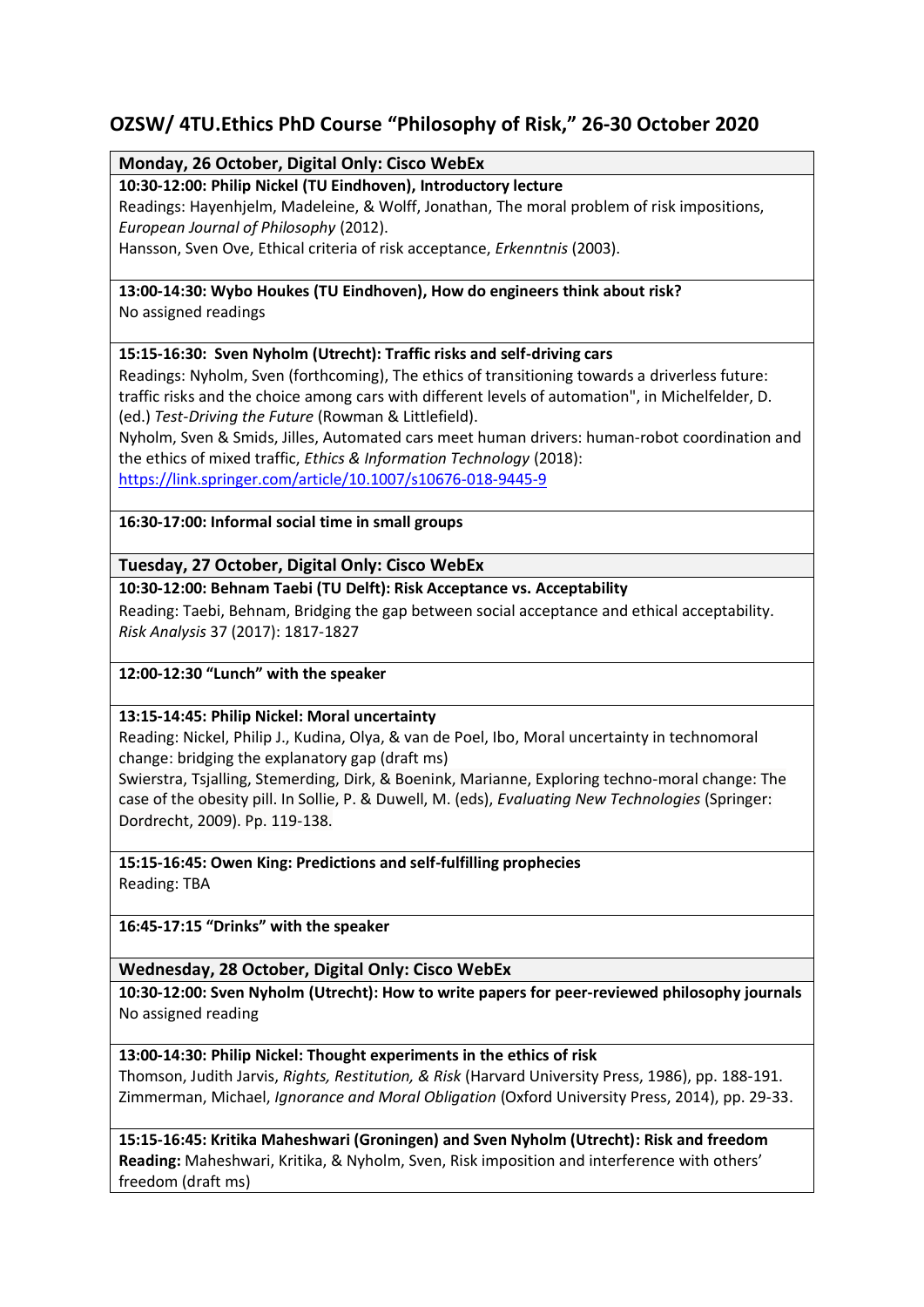# OZSW/ 4TU.Ethics PhD Course "Philosophy of Risk," 26-30 October 2020

## Monday, 26 October, Digital Only: Cisco WebEx

**10:30-12:00: Philip Nickel (TU Eindhoven), Introductory lecture**

Readings: Hayenhjelm, Madeleine, & Wolff, Jonathan, The moral problem of risk impositions, *European Journal of Philosophy* (2012).

Hansson, Sven Ove, Ethical criteria of risk acceptance, *Erkenntnis* (2003).

**13:00-14:30: Wybo Houkes (TU Eindhoven), How do engineers think about risk?**

No assigned readings

**15:15-16:30: Sven Nyholm (Utrecht): Traffic risks and self-driving cars**

Readings: Nyholm, Sven (forthcoming), The ethics of transitioning towards a driverless future: traffic risks and the choice among cars with different levels of automation", in Michelfelder, D. (ed.) *Test-Driving the Future* (Rowman & Littlefield).

Nyholm, Sven & Smids, Jilles, Automated cars meet human drivers: human-robot coordination and the ethics of mixed traffic, *Ethics & Information Technology* (2018): https://link.springer.com/article/10.1007/s10676-018-9445-9

**16:30-17:00: Informal social time in small groups**

## Tuesday, 27 October, Digital Only: Cisco WebEx

**10:30-12:00: Behnam Taebi (TU Delft): Risk Acceptance vs. Acceptability**

Reading: Taebi, Behnam, Bridging the gap between social acceptance and ethical acceptability. *Risk Analysis* 37 (2017): 1817-1827

**12:00-12:30 "Lunch" with the speaker**

**13:15-14:45: Philip Nickel: Moral uncertainty**

Reading: Nickel, Philip J., Kudina, Olya, & van de Poel, Ibo, Moral uncertainty in technomoral change: bridging the explanatory gap (draft ms)

Swierstra, Tsjalling, Stemerding, Dirk, & Boenink, Marianne, Exploring techno-moral change: The case of the obesity pill. In Sollie, P. & Duwell, M. (eds), *Evaluating New Technologies* (Springer: Dordrecht, 2009). Pp. 119-138.

**15:15-16:45: Owen King: Predictions and self-fulfilling prophecies**

Reading: TBA

**16:45-17:15 "Drinks" with the speaker**

## Wednesday, 28 October, Digital Only: Cisco WebEx

**10:30-12:00: Sven Nyholm (Utrecht): How to write papers for peer-reviewed philosophy journals**

No assigned reading

**13:00-14:30: Philip Nickel: Thought experiments in the ethics of risk**

Thomson, Judith Jarvis, *Rights, Restitution, & Risk* (Harvard University Press, 1986), pp. 188-191.

Zimmerman, Michael, *Ignorance and Moral Obligation* (Oxford University Press, 2014), pp. 29-33.

**15:15-16:45: Kritika Maheshwari (Groningen) and Sven Nyholm (Utrecht): Risk and freedom**

**Reading:** Maheshwari, Kritika, & Nyholm, Sven, Risk imposition and interference with others' freedom (draft ms)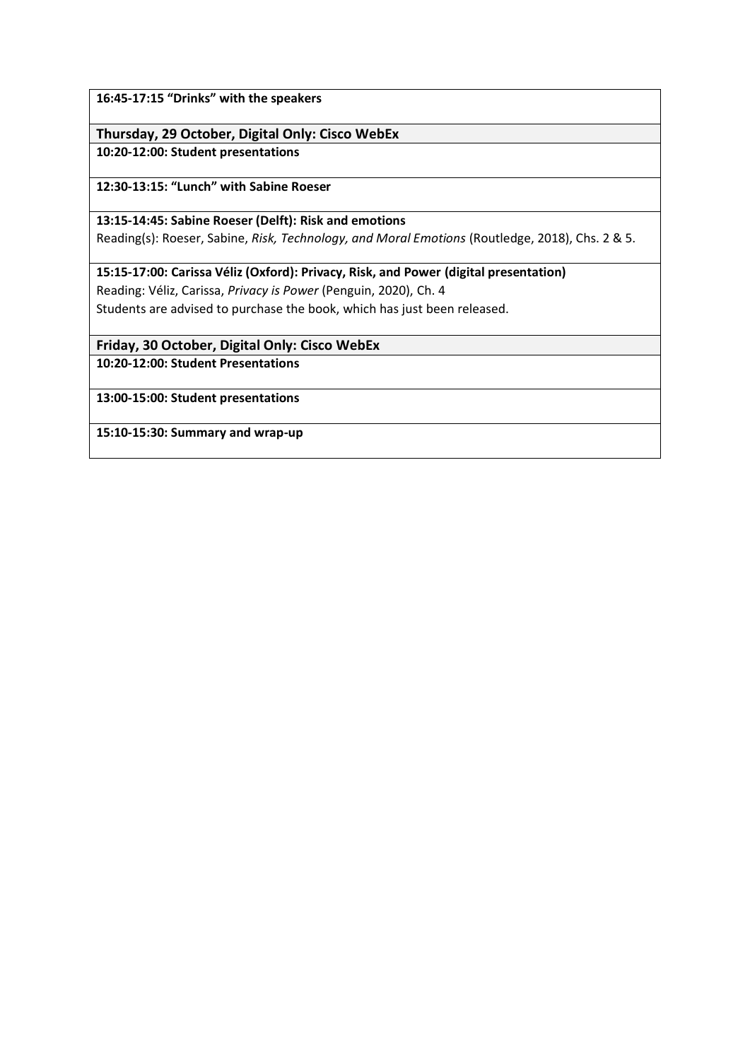**16:45-17:15 “Drinks” with the speakers**

**Thursday, 29 October, Digital Only: Cisco WebEx**

**10:20-12:00: Student presentations**

**12:30-13:15: “Lunch” with Sabine Roeser**

**13:15-14:45: Sabine Roeser (Delft): Risk and emotions**

Reading(s): Roeser, Sabine, *Risk, Technology, and Moral Emotions* (Routledge, 2018), Chs. 2 & 5.

**15:15-17:00: Carissa Véliz (Oxford): Privacy, Risk, and Power (digital presentation)**

Reading: Véliz, Carissa, *Privacy is Power* (Penguin, 2020), Ch. 4

Students are advised to purchase the book, which has just been released.

**Friday, 30 October, Digital Only: Cisco WebEx**

**10:20-12:00: Student Presentations**

**13:00-15:00: Student presentations**

**15:10-15:30: Summary and wrap-up**